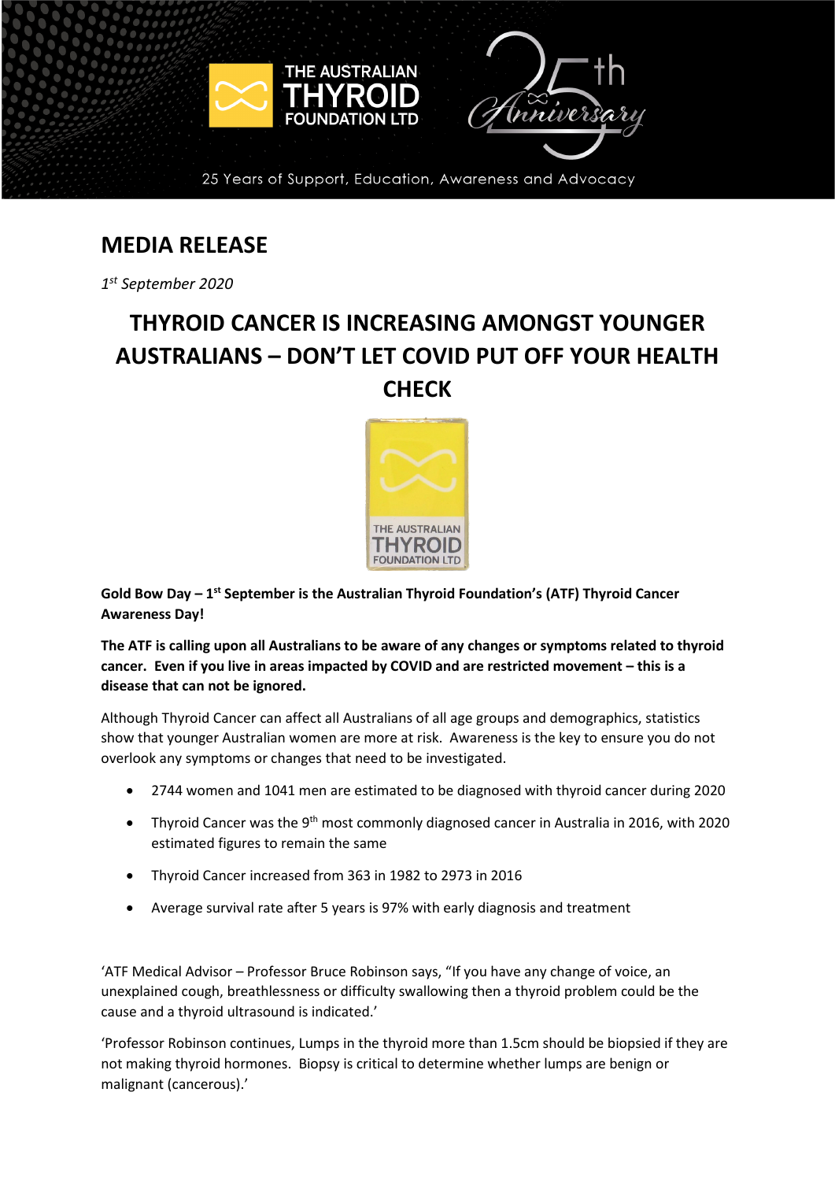THE AUSTRALIAN THYROID FOUNDATION LTD

25th Anniversary

25 Years of Support, Education, Awareness and Advocacy

# MEDIA RELEASE

*1st September 2020*

## THYROID CANCER IS INCREASING AMONGST YOUNGER AUSTRALIANS – DON'T LET COVID PUT OFF YOUR HEALTH CHECK

**Gold Bow Day – 1st September is the Australian Thyroid Foundation's (ATF) Thyroid Cancer Awareness Day!**

**The ATF is calling upon all Australians to be aware of any changes or symptoms related to thyroid cancer. Even if you live in areas impacted by COVID and are restricted movement – this is a disease that can not be ignored.**

Although Thyroid Cancer can affect all Australians of all age groups and demographics, statistics show that younger Australian women are more at risk. Awareness is the key to ensure you do not overlook any symptoms or changes that need to be investigated.

- 2744 women and 1041 men are estimated to be diagnosed with thyroid cancer during 2020
- Thyroid Cancer was the 9th most commonly diagnosed cancer in Australia in 2016, with 2020 estimated figures to remain the same
- Thyroid Cancer increased from 363 in 1982 to 2973 in 2016
- Average survival rate after 5 years is 97% with early diagnosis and treatment

'ATF Medical Advisor – Professor Bruce Robinson says, "If you have any change of voice, an unexplained cough, breathlessness or difficulty swallowing then a thyroid problem could be the cause and a thyroid ultrasound is indicated.'

'Professor Robinson continues, Lumps in the thyroid more than 1.5cm should be biopsied if they are not making thyroid hormones. Biopsy is critical to determine whether lumps are benign or malignant (cancerous).'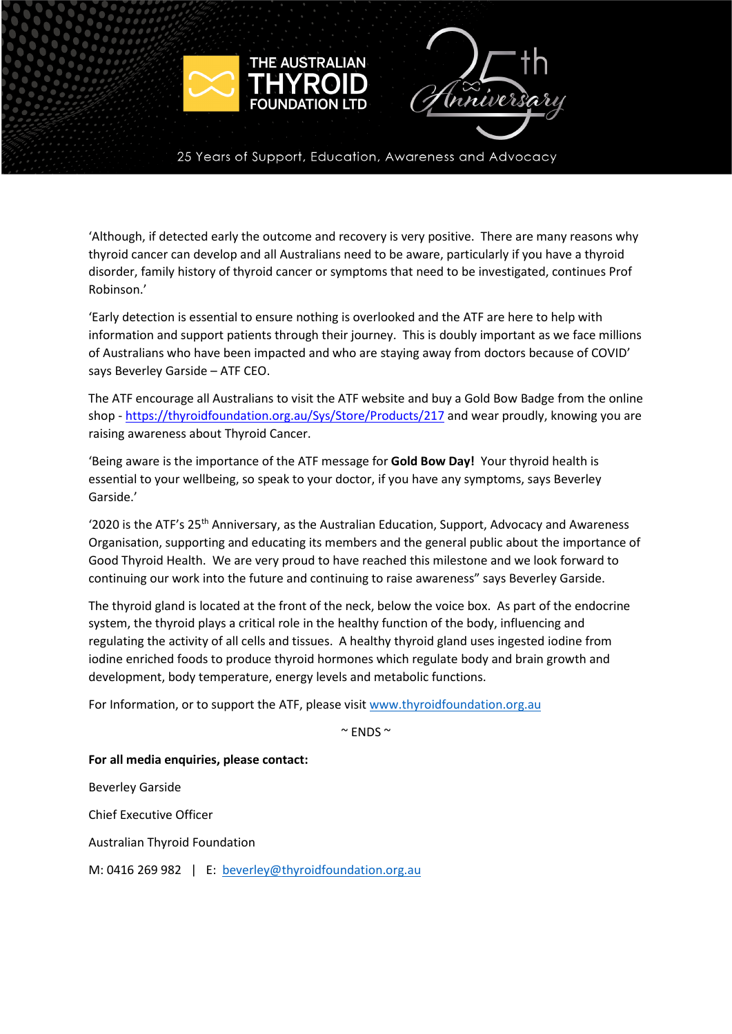'Although, if detected early the outcome and recovery is very positive. There are many reasons why thyroid cancer can develop and all Australians need to be aware, particularly if you have a thyroid disorder, family history of thyroid cancer or symptoms that need to be investigated, continues Prof Robinson.'

'Early detection is essential to ensure nothing is overlooked and the ATF are here to help with information and support patients through their journey. This is doubly important as we face millions of Australians who have been impacted and who are staying away from doctors because of COVID' says Beverley Garside – ATF CEO.

The ATF encourage all Australians to visit the ATF website and buy a Gold Bow Badge from the online shop - https://thyroidfoundation.org.au/Sys/Store/Products/217 and wear proudly, knowing you are raising awareness about Thyroid Cancer.

'Being aware is the importance of the ATF message for **Gold Bow Day!** Your thyroid health is essential to your wellbeing, so speak to your doctor, if you have any symptoms, says Beverley Garside.'

'2020 is the ATF's 25th Anniversary, as the Australian Education, Support, Advocacy and Awareness Organisation, supporting and educating its members and the general public about the importance of Good Thyroid Health. We are very proud to have reached this milestone and we look forward to continuing our work into the future and continuing to raise awareness" says Beverley Garside.

The thyroid gland is located at the front of the neck, below the voice box. As part of the endocrine system, the thyroid plays a critical role in the healthy function of the body, influencing and regulating the activity of all cells and tissues. A healthy thyroid gland uses ingested iodine from iodine enriched foods to produce thyroid hormones which regulate body and brain growth and development, body temperature, energy levels and metabolic functions.

For Information, or to support the ATF, please visit www.thyroidfoundation.org.au

~ ENDS ~

**For all media enquiries, please contact:**

Beverley Garside

Chief Executive Officer

Australian Thyroid Foundation

M: 0416 269 982 | E: beverley@thyroidfoundation.org.au